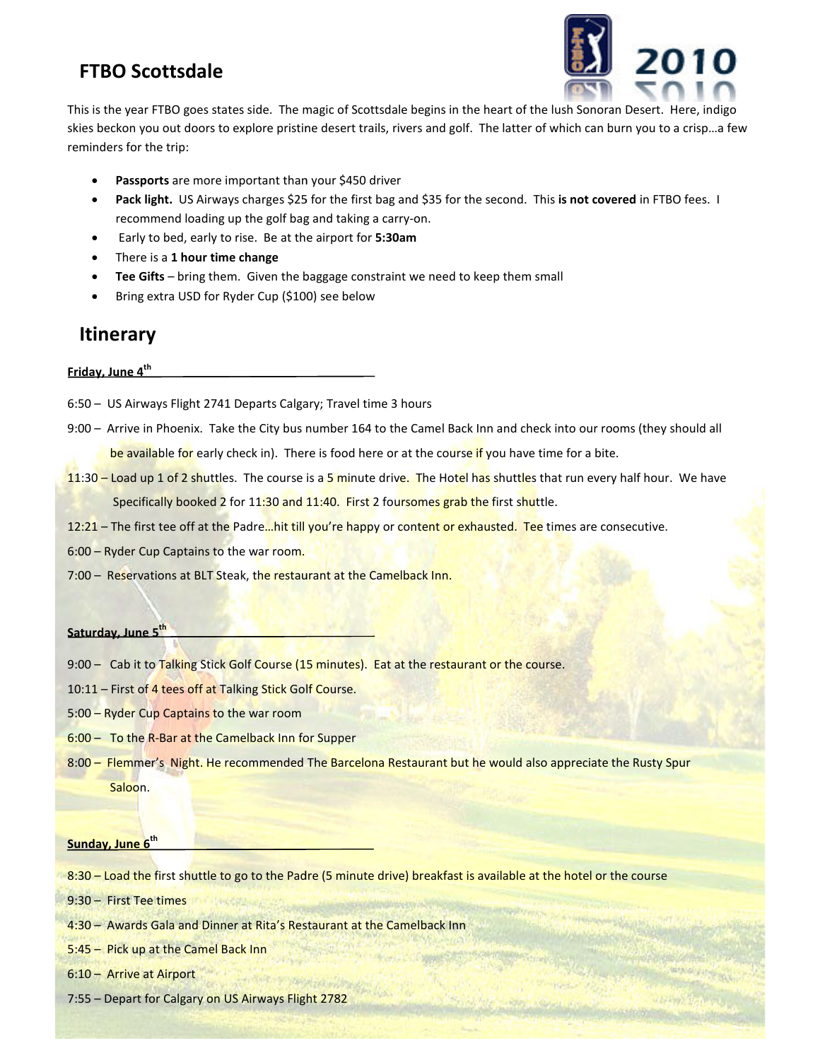# FTBO Scottsdale

This is the year FTBO goes states side. The magic of Scottsdale begins in the heart of the lush Sonoran Desert. Here, indigo skies beckon you out doors to explore pristine desert trails, rivers and golf. The latter of which can burn you to a crisp…a few reminders for the trip:

- **Passports** are more important than your $450 driver
- **Pack light.** US Airways charges $25 for the first bag and $35 for the second. This **is not covered** in FTBO fees. I recommend loading up the golf bag and taking a carry-on.
- Early to bed, early to rise. Be at the airport for **5:30am**
- There is a **1 hour time change**
- **Tee Gifts** – bring them. Given the baggage constraint we need to keep them small
- Bring extra USD for Ryder Cup ($100) see below

## Itinerary

**Friday, June 4th**

6:50 – US Airways Flight 2741 Departs Calgary; Travel time 3 hours

9:00 – Arrive in Phoenix. Take the City bus number 164 to the Camel Back Inn and check into our rooms (they should all be available for early check in). There is food here or at the course if you have time for a bite.

11:30 – Load up 1 of 2 shuttles. The course is a 5 minute drive. The Hotel has shuttles that run every half hour. We have Specifically booked 2 for 11:30 and 11:40. First 2 foursomes grab the first shuttle.

12:21 – The first tee off at the Padre…hit till you're happy or content or exhausted. Tee times are consecutive.

6:00 – Ryder Cup Captains to the war room.

7:00 – Reservations at BLT Steak, the restaurant at the Camelback Inn.

**Saturday, June 5th**

9:00 – Cab it to Talking Stick Golf Course (15 minutes). Eat at the restaurant or the course.

10:11 – First of 4 tees off at Talking Stick Golf Course.

5:00 – Ryder Cup Captains to the war room

6:00 – To the R-Bar at the Camelback Inn for Supper

8:00 – Flemmer's Night. He recommended The Barcelona Restaurant but he would also appreciate the Rusty Spur Saloon.

**Sunday, June 6th**

8:30 – Load the first shuttle to go to the Padre (5 minute drive) breakfast is available at the hotel or the course

9:30 – First Tee times

4:30 – Awards Gala and Dinner at Rita's Restaurant at the Camelback Inn

5:45 – Pick up at the Camel Back Inn

6:10 – Arrive at Airport

7:55 – Depart for Calgary on US Airways Flight 2782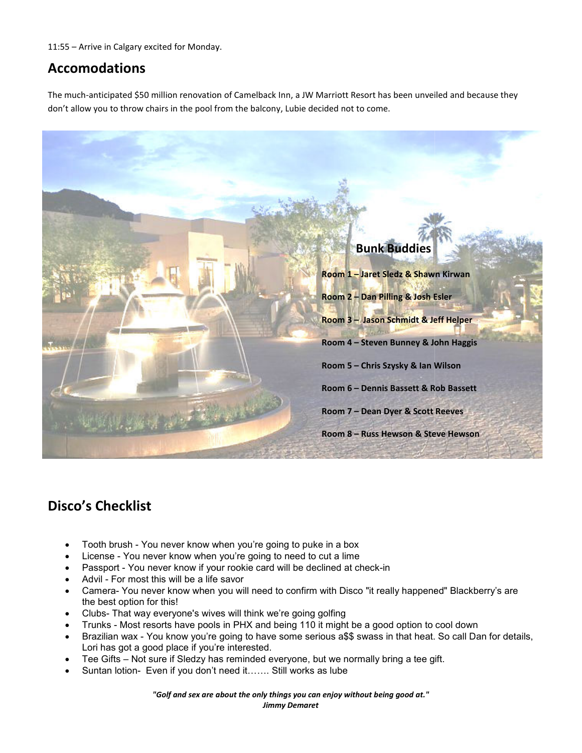11:55 – Arrive in Calgary excited for Monday.

## Accomodations

The much-anticipated $50 million renovation of Camelback Inn, a JW Marriott Resort has been unveiled and because they don't allow you to throw chairs in the pool from the balcony, Lubie decided not to come.

### Bunk Buddies

**Room 1 – Jaret Sledz & Shawn Kirwan**

**Room 2 – Dan Pilling & Josh Esler**

**Room 3 – Jason Schmidt & Jeff Helper**

**Room 4 – Steven Bunney & John Haggis**

**Room 5 – Chris Szysky & Ian Wilson**

**Room 6 – Dennis Bassett & Rob Bassett**

**Room 7 – Dean Dyer & Scott Reeves**

**Room 8 – Russ Hewson & Steve Hewson**

## Disco's Checklist

- Tooth brush - You never know when you're going to puke in a box
- License - You never know when you're going to need to cut a lime
- Passport - You never know if your rookie card will be declined at check-in
- Advil - For most this will be a life savor
- Camera- You never know when you will need to confirm with Disco "it really happened" Blackberry's are the best option for this!
- Clubs- That way everyone's wives will think we're going golfing
- Trunks - Most resorts have pools in PHX and being 110 it might be a good option to cool down
- Brazilian wax - You know you're going to have some serious a$$ swass in that heat. So call Dan for details, Lori has got a good place if you're interested.
- Tee Gifts – Not sure if Sledzy has reminded everyone, but we normally bring a tee gift.
- Suntan lotion- Even if you don't need it……. Still works as lube

***"Golf and sex are about the only things you can enjoy without being good at."***
***Jimmy Demaret***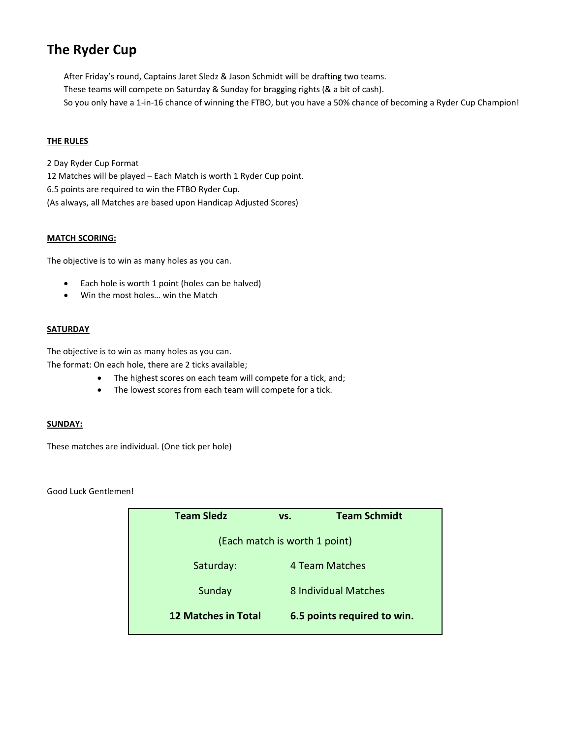# The Ryder Cup

After Friday's round, Captains Jaret Sledz & Jason Schmidt will be drafting two teams.
These teams will compete on Saturday & Sunday for bragging rights (& a bit of cash).
So you only have a 1-in-16 chance of winning the FTBO, but you have a 50% chance of becoming a Ryder Cup Champion!

**THE RULES**

2 Day Ryder Cup Format
12 Matches will be played – Each Match is worth 1 Ryder Cup point.
6.5 points are required to win the FTBO Ryder Cup.
(As always, all Matches are based upon Handicap Adjusted Scores)

**MATCH SCORING:**

The objective is to win as many holes as you can.

- Each hole is worth 1 point (holes can be halved)
- Win the most holes… win the Match

**SATURDAY**

The objective is to win as many holes as you can.
The format: On each hole, there are 2 ticks available;

- The highest scores on each team will compete for a tick, and;
- The lowest scores from each team will compete for a tick.

**SUNDAY:**

These matches are individual. (One tick per hole)

Good Luck Gentlemen!

| **Team Sledz** | **vs.** | **Team Schmidt** |
|---|---|---|
| (Each match is worth 1 point) | | |
| Saturday: | 4 Team Matches | |
| Sunday | 8 Individual Matches | |
| **12 Matches in Total** | **6.5 points required to win.** | |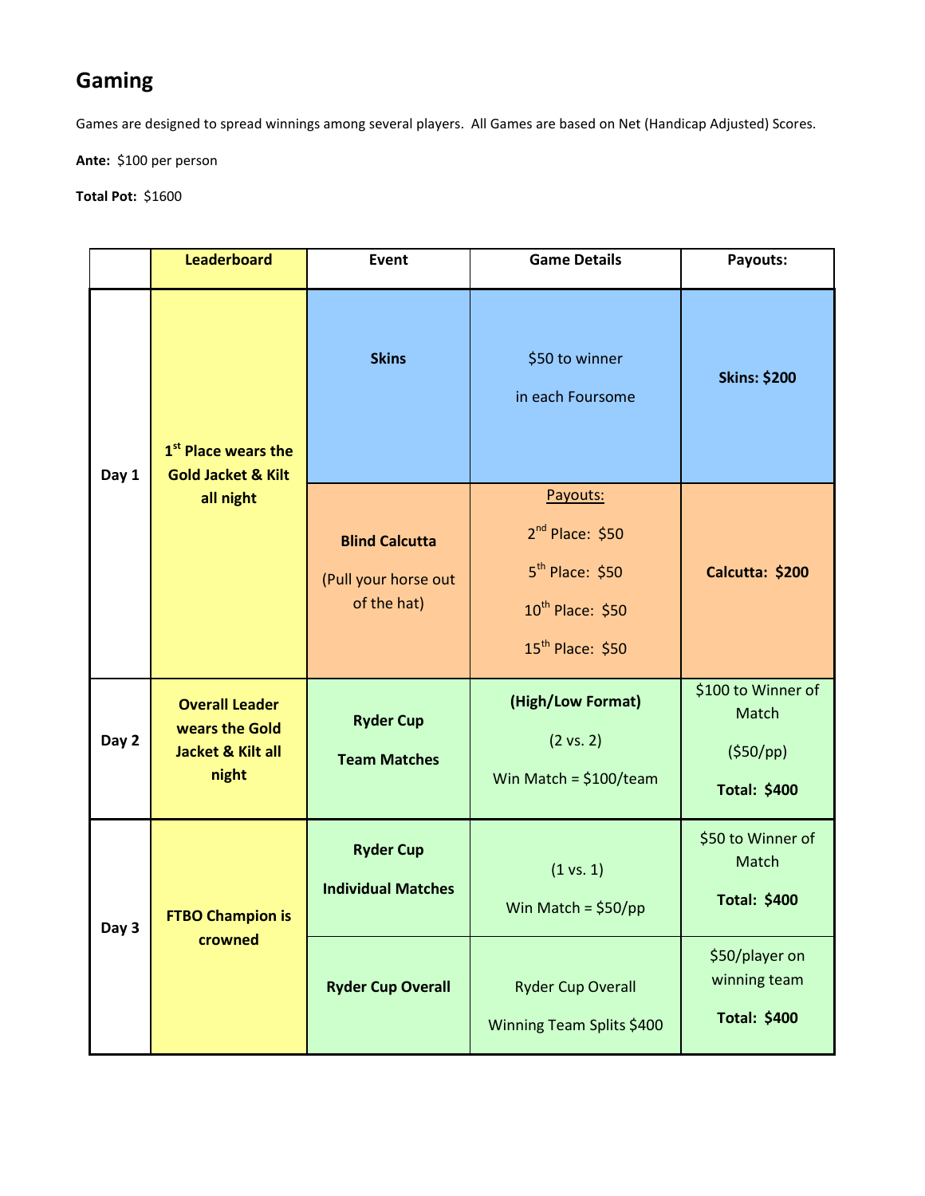## Gaming

Games are designed to spread winnings among several players. All Games are based on Net (Handicap Adjusted) Scores.

**Ante:** $100 per person

**Total Pot:** $1600

| | Leaderboard | Event | Game Details | Payouts: |
|---|---|---|---|---|
| Day 1 | 1st Place wears the Gold Jacket & Kilt all night | **Skins** | $50 to winner in each Foursome | **Skins: $200** |
| | | **Blind Calcutta** (Pull your horse out of the hat) | Payouts: 2nd Place: $50; 5th Place: $50; 10th Place: $50; 15th Place: $50 | **Calcutta: $200** |
| Day 2 | **Overall Leader wears the Gold Jacket & Kilt all night** | **Ryder Cup Team Matches** | **(High/Low Format)** (2 vs. 2) Win Match = $100/team | $100 to Winner of Match ($50/pp) **Total: $400** |
| Day 3 | **FTBO Champion is crowned** | **Ryder Cup Individual Matches** | (1 vs. 1) Win Match = $50/pp | $50 to Winner of Match **Total: $400** |
| | | **Ryder Cup Overall** | Ryder Cup Overall Winning Team Splits $400 | $50/player on winning team **Total: $400** |